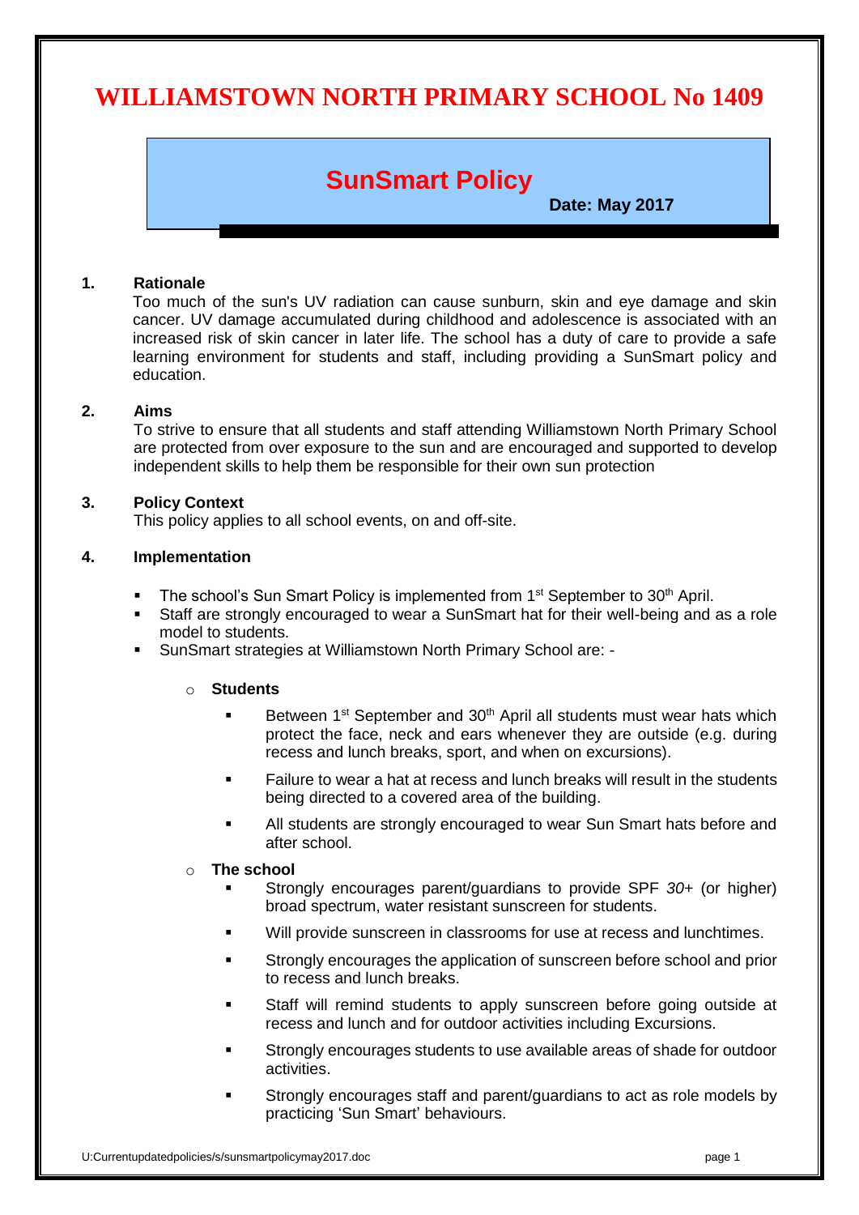# WILLIAMSTOWN NORTH PRIMARY SCHOOL No 1409

## SunSmart Policy

**Date: May 2017**

### 1. Rationale

Too much of the sun's UV radiation can cause sunburn, skin and eye damage and skin cancer. UV damage accumulated during childhood and adolescence is associated with an increased risk of skin cancer in later life. The school has a duty of care to provide a safe learning environment for students and staff, including providing a SunSmart policy and education.

### 2. Aims

To strive to ensure that all students and staff attending Williamstown North Primary School are protected from over exposure to the sun and are encouraged and supported to develop independent skills to help them be responsible for their own sun protection

### 3. Policy Context

This policy applies to all school events, on and off-site.

### 4. Implementation

- The school's Sun Smart Policy is implemented from 1st September to 30th April.
- Staff are strongly encouraged to wear a SunSmart hat for their well-being and as a role model to students.
- SunSmart strategies at Williamstown North Primary School are: -
  - **Students**
    - Between 1st September and 30th April all students must wear hats which protect the face, neck and ears whenever they are outside (e.g. during recess and lunch breaks, sport, and when on excursions).
    - Failure to wear a hat at recess and lunch breaks will result in the students being directed to a covered area of the building.
    - All students are strongly encouraged to wear Sun Smart hats before and after school.
  - **The school**
    - Strongly encourages parent/guardians to provide SPF *30*+ (or higher) broad spectrum, water resistant sunscreen for students.
    - Will provide sunscreen in classrooms for use at recess and lunchtimes.
    - Strongly encourages the application of sunscreen before school and prior to recess and lunch breaks.
    - Staff will remind students to apply sunscreen before going outside at recess and lunch and for outdoor activities including Excursions.
    - Strongly encourages students to use available areas of shade for outdoor activities.
    - Strongly encourages staff and parent/guardians to act as role models by practicing 'Sun Smart' behaviours.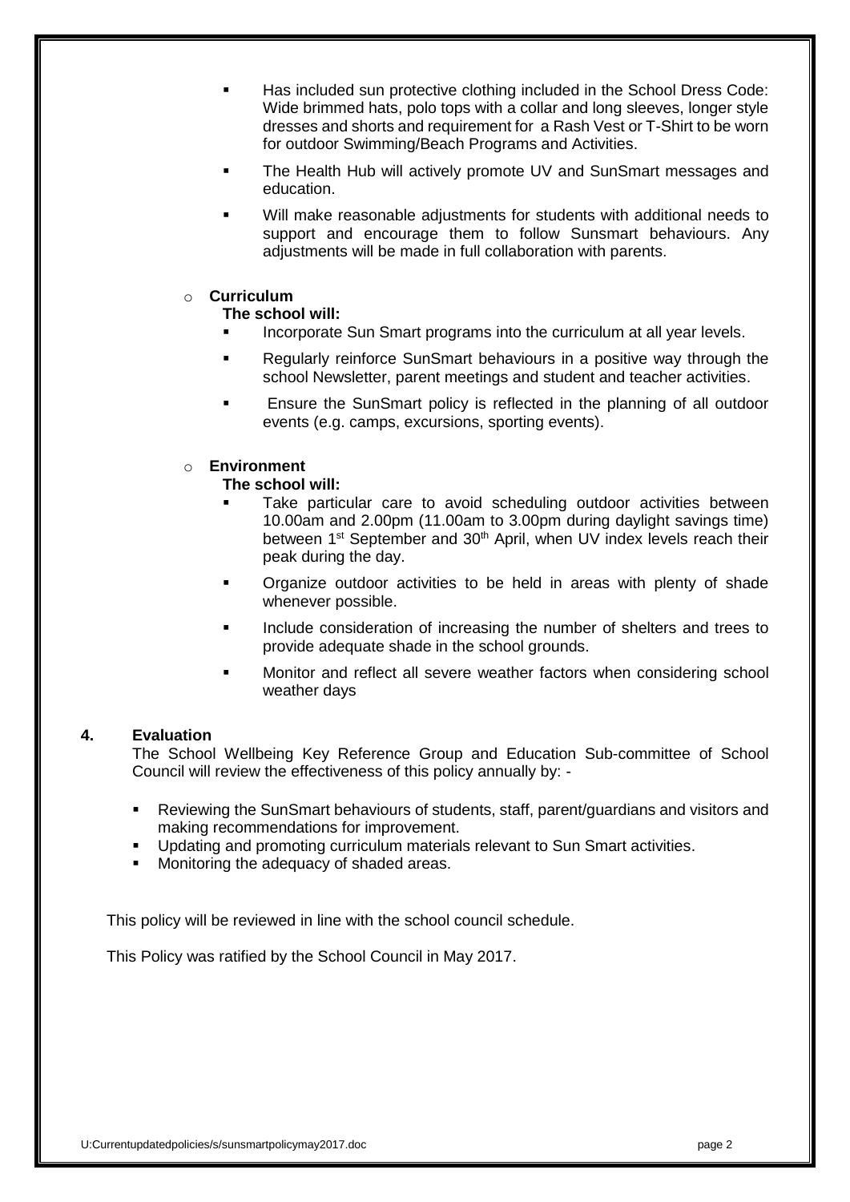- Has included sun protective clothing included in the School Dress Code: Wide brimmed hats, polo tops with a collar and long sleeves, longer style dresses and shorts and requirement for a Rash Vest or T-Shirt to be worn for outdoor Swimming/Beach Programs and Activities.
- The Health Hub will actively promote UV and SunSmart messages and education.
- Will make reasonable adjustments for students with additional needs to support and encourage them to follow Sunsmart behaviours. Any adjustments will be made in full collaboration with parents.

- **Curriculum**

  **The school will:**

  - Incorporate Sun Smart programs into the curriculum at all year levels.
  - Regularly reinforce SunSmart behaviours in a positive way through the school Newsletter, parent meetings and student and teacher activities.
  - Ensure the SunSmart policy is reflected in the planning of all outdoor events (e.g. camps, excursions, sporting events).

- **Environment**

  **The school will:**

  - Take particular care to avoid scheduling outdoor activities between 10.00am and 2.00pm (11.00am to 3.00pm during daylight savings time) between 1st September and 30th April, when UV index levels reach their peak during the day.
  - Organize outdoor activities to be held in areas with plenty of shade whenever possible.
  - Include consideration of increasing the number of shelters and trees to provide adequate shade in the school grounds.
  - Monitor and reflect all severe weather factors when considering school weather days

## 4. Evaluation

The School Wellbeing Key Reference Group and Education Sub-committee of School Council will review the effectiveness of this policy annually by: -

- Reviewing the SunSmart behaviours of students, staff, parent/guardians and visitors and making recommendations for improvement.
- Updating and promoting curriculum materials relevant to Sun Smart activities.
- Monitoring the adequacy of shaded areas.

This policy will be reviewed in line with the school council schedule.

This Policy was ratified by the School Council in May 2017.